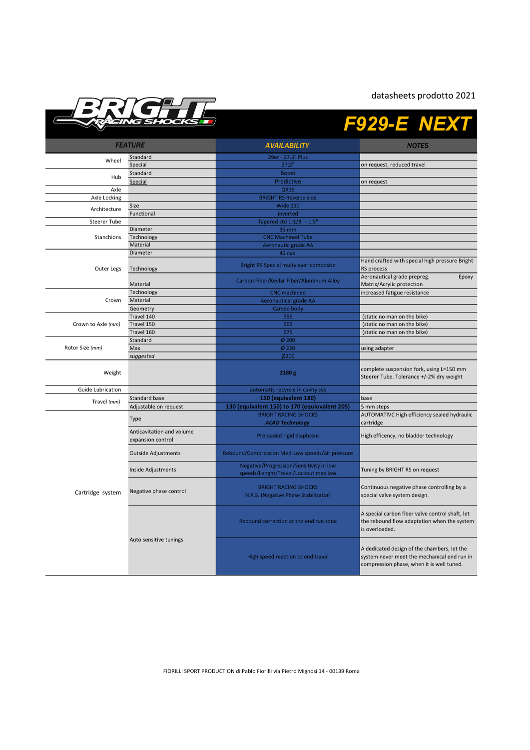datasheets prodotto 2021

# F929-E NEXT

| FEATURE | | AVAILABILITY | NOTES |
|---|---|---|---|
| Wheel | Standard | 29er - 27.5" Plus | |
| | Special | 27,5" | on request, reduced travel |
| Hub | Standard | Boost | |
| | Special | Predictive | on request |
| Axle | | QR15 | |
| Axle Locking | | BRIGHT RS Reverse side | |
| Architecture | Size | Wide 110 | |
| | Functional | inverted | |
| Steerer Tube | | Tapered std 1-1/8" - 1.5" | |
| Stanchions | Diameter | 35 mm | |
| | Technology | CNC Machined Tube | |
| | Material | Aeronautic grade AA | |
| Outer Legs | Diameter | 49 *mm* | |
| | Technology | Bright RS Special multylayer composite | Hand crafted with special high pressure Bright RS process |
| | Material | Carbon Fiber/Kevlar Fiber/Aluminum Alloy | Aeronautical grade prepreg. Epoxy Matrix/Acrylic protection |
| Crown | Technology | CNC machined | increased fatigue resistance |
| | Material | Aeronautical grade AA | |
| | Geometry | Carved body | |
| Crown to Axle *(mm)* | Travel 140 | 555 | (static no man on the bike) |
| | Travel 150 | 565 | (static no man on the bike) |
| | Travel 160 | 575 | (static no man on the bike) |
| Rotor Size *(mm)* | Standard | Ø 200 | |
| | Max | Ø 220 | using adapter |
| | *suggested* | Ø200 | |
| Weight | | **2180 g** | complete suspension fork, using L=150 mm Steerer Tube. Tolerance +/-2% dry weight |
| Guide Lubrication | | automatic recyrcle in cavity sys | |
| Travel *(mm)* | Standard base | **150 (equivalent 180)** | base |
| | Adjustable on request | **130 (equivalent 150) to 170 (equiovalent 205)** | 5 mm steps |
| Cartridge system | Type | BRIGHT RACING SHOCKS ***ACAD Technology*** | AUTOMATIVC High efficiency sealed hydraulic cartridge |
| | Anticavitation and volume expansion control | Preloaded rigid diaphram | High efficency, no bladder technology |
| | Outside Adjustments | Rebound/Compression Med-Low speeds/air pressure | |
| | Inside Adjustments | Negative/Progression/Sensitivity in low speeds/Lenght/Travel/Lockout max low | Tuning by BRIGHT RS on request |
| | Negative phase control | BRIGHT RACING SHOCKS N.P.S. (Negative Phase Stabilizator) | Continuous negative phase controlling by a special valve system design. |
| | Auto sensitive tunings | Rebound correction at the end run zone | A special carbon fiber valve control shaft, let the rebound flow adaptation when the system is overloaded. |
| | | High speed reaction to end travel | A dedicated design of the chambers, let the system never meet the mechanical end run in compression phase, when it is well tuned. |

FIORILLI SPORT PRODUCTION di Pablo Fiorilli via Pietro Mignosi 14 - 00139 Roma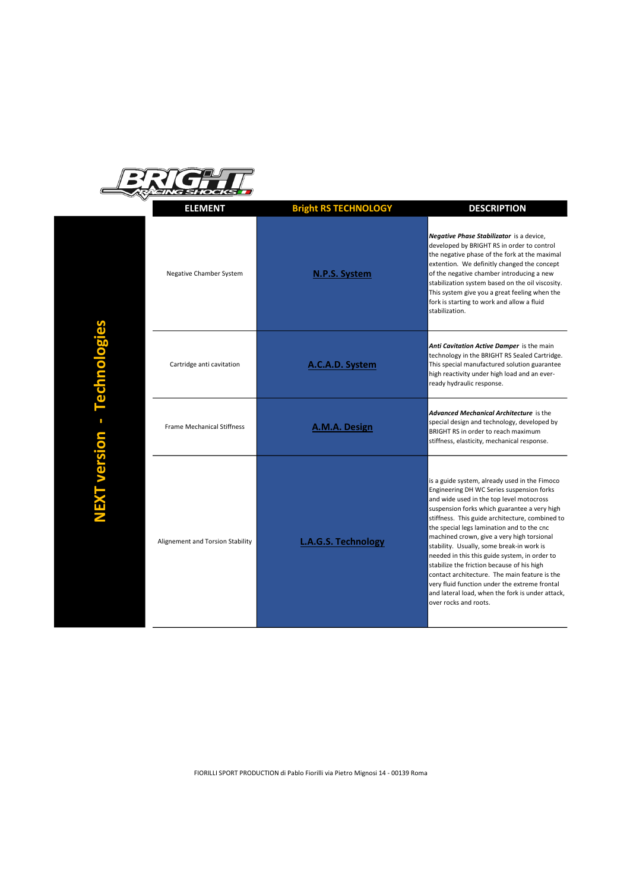# NEXT version - Technologies

| ELEMENT | Bright RS TECHNOLOGY | DESCRIPTION |
|---|---|---|
| Negative Chamber System | **N.P.S. System** | ***Negative Phase Stabilizator*** is a device, developed by BRIGHT RS in order to control the negative phase of the fork at the maximal extention. We definitly changed the concept of the negative chamber introducing a new stabilization system based on the oil viscosity. This system give you a great feeling when the fork is starting to work and allow a fluid stabilization. |
| Cartridge anti cavitation | **A.C.A.D. System** | ***Anti Cavitation Active Damper*** is the main technology in the BRIGHT RS Sealed Cartridge. This special manufactured solution guarantee high reactivity under high load and an ever-ready hydraulic response. |
| Frame Mechanical Stiffness | **A.M.A. Design** | ***Advanced Mechanical Architecture*** is the special design and technology, developed by BRIGHT RS in order to reach maximum stiffness, elasticity, mechanical response. |
| Alignement and Torsion Stability | **L.A.G.S. Technology** | is a guide system, already used in the Fimoco Engineering DH WC Series suspension forks and wide used in the top level motocross suspension forks which guarantee a very high stiffness. This guide architecture, combined to the special legs lamination and to the cnc machined crown, give a very high torsional stability. Usually, some break-in work is needed in this this guide system, in order to stabilize the friction because of his high contact architecture. The main feature is the very fluid function under the extreme frontal and lateral load, when the fork is under attack, over rocks and roots. |

FIORILLI SPORT PRODUCTION di Pablo Fiorilli via Pietro Mignosi 14 - 00139 Roma